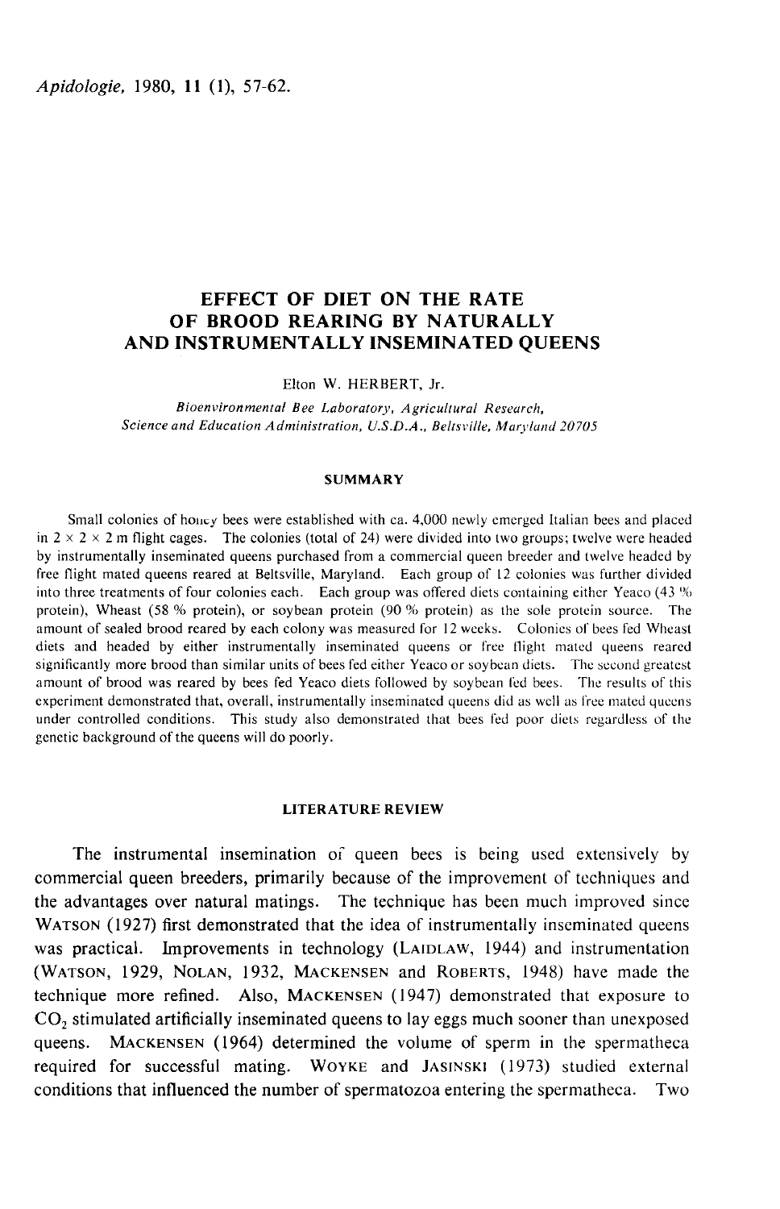# EFFECT OF DIET ON THE RATE OF BROOD REARING BY NATURALLY AND INSTRUMENTALLY INSEMINATED QUEENS

Elton W. HERBERT, Jr.

*Bioenvironmental Bee Laboratory, Agricultural Research, Science and Education Administration, U.S.D.A., Beltsville, Maryland 20705*

## SUMMARY

Small colonies of honey bees were established with ca. 4,000 newly emerged Italian bees and placed in 2 × 2 × 2 m flight cages. The colonies (total of 24) were divided into two groups; twelve were headed by instrumentally inseminated queens purchased from a commercial queen breeder and twelve headed by free flight mated queens reared at Beltsville, Maryland. Each group of 12 colonies was further divided into three treatments of four colonies each. Each group was offered diets containing either Yeaco (43 % protein), Wheast (58 % protein), or soybean protein (90 % protein) as the sole protein source. The amount of sealed brood reared by each colony was measured for 12 weeks. Colonies of bees fed Wheast diets and headed by either instrumentally inseminated queens or free flight mated queens reared significantly more brood than similar units of bees fed either Yeaco or soybean diets. The second greatest amount of brood was reared by bees fed Yeaco diets followed by soybean fed bees. The results of this experiment demonstrated that, overall, instrumentally inseminated queens did as well as free mated queens under controlled conditions. This study also demonstrated that bees fed poor diets regardless of the genetic background of the queens will do poorly.

## LITERATURE REVIEW

The instrumental insemination of queen bees is being used extensively by commercial queen breeders, primarily because of the improvement of techniques and the advantages over natural matings. The technique has been much improved since WATSON (1927) first demonstrated that the idea of instrumentally inseminated queens was practical. Improvements in technology (LAIDLAW, 1944) and instrumentation (WATSON, 1929, NOLAN, 1932, MACKENSEN and ROBERTS, 1948) have made the technique more refined. Also, MACKENSEN (1947) demonstrated that exposure to $CO_2$ stimulated artificially inseminated queens to lay eggs much sooner than unexposed queens. MACKENSEN (1964) determined the volume of sperm in the spermatheca required for successful mating. WOYKE and JASINSKI (1973) studied external conditions that influenced the number of spermatozoa entering the spermatheca. Two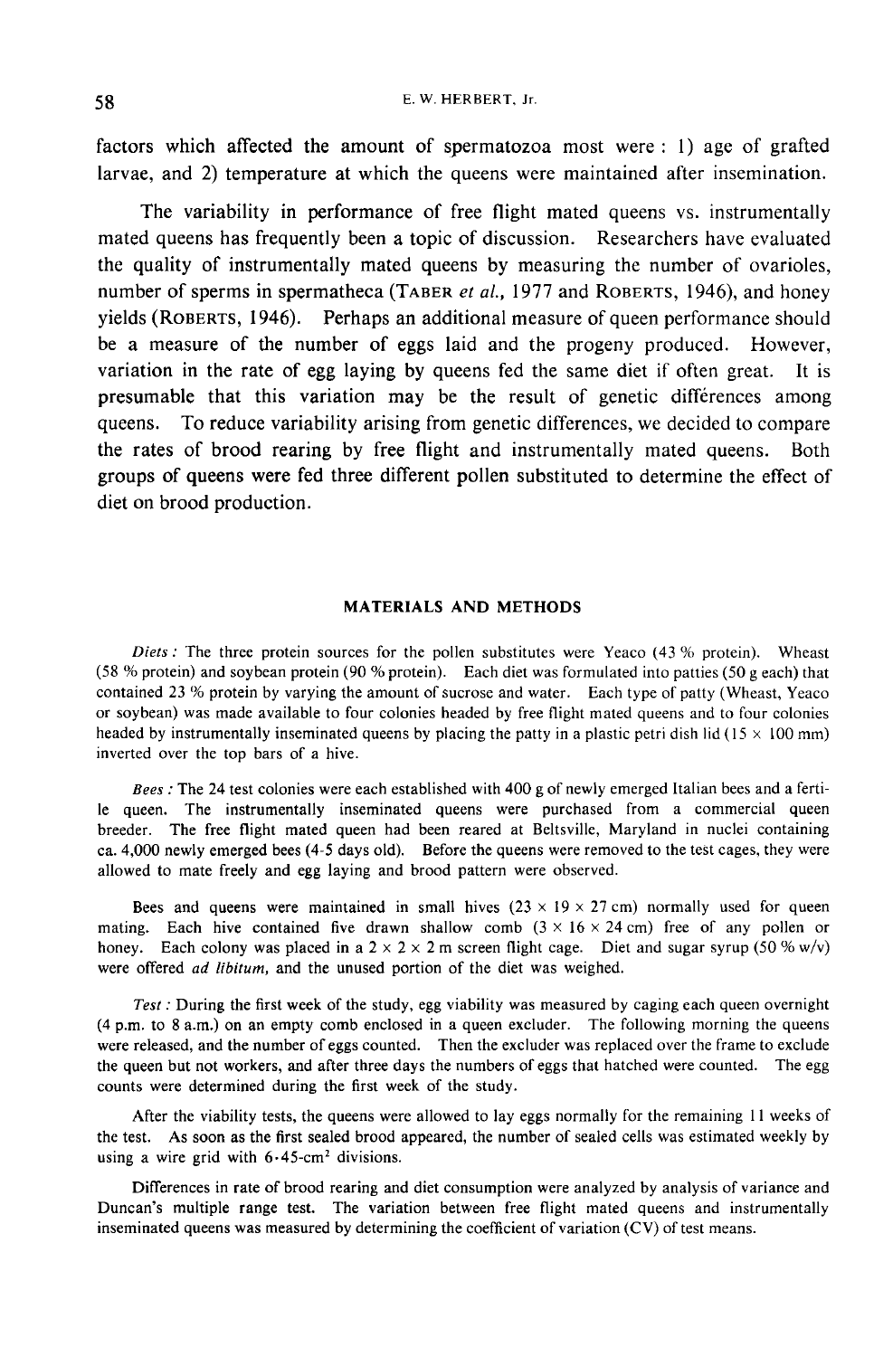factors which affected the amount of spermatozoa most were : 1) age of grafted larvae, and 2) temperature at which the queens were maintained after insemination.

The variability in performance of free flight mated queens vs. instrumentally mated queens has frequently been a topic of discussion. Researchers have evaluated the quality of instrumentally mated queens by measuring the number of ovarioles, number of sperms in spermatheca (TABER *et al.*, 1977 and ROBERTS, 1946), and honey yields (ROBERTS, 1946). Perhaps an additional measure of queen performance should be a measure of the number of eggs laid and the progeny produced. However, variation in the rate of egg laying by queens fed the same diet if often great. It is presumable that this variation may be the result of genetic differences among queens. To reduce variability arising from genetic differences, we decided to compare the rates of brood rearing by free flight and instrumentally mated queens. Both groups of queens were fed three different pollen substituted to determine the effect of diet on brood production.

## MATERIALS AND METHODS

*Diets :* The three protein sources for the pollen substitutes were Yeaco (43 % protein). Wheast (58 % protein) and soybean protein (90 % protein). Each diet was formulated into patties (50 g each) that contained 23 % protein by varying the amount of sucrose and water. Each type of patty (Wheast, Yeaco or soybean) was made available to four colonies headed by free flight mated queens and to four colonies headed by instrumentally inseminated queens by placing the patty in a plastic petri dish lid (15 × 100 mm) inverted over the top bars of a hive.

*Bees :* The 24 test colonies were each established with 400 g of newly emerged Italian bees and a fertile queen. The instrumentally inseminated queens were purchased from a commercial queen breeder. The free flight mated queen had been reared at Beltsville, Maryland in nuclei containing ca. 4,000 newly emerged bees (4-5 days old). Before the queens were removed to the test cages, they were allowed to mate freely and egg laying and brood pattern were observed.

Bees and queens were maintained in small hives (23 × 19 × 27 cm) normally used for queen mating. Each hive contained five drawn shallow comb (3 × 16 × 24 cm) free of any pollen or honey. Each colony was placed in a 2 × 2 × 2 m screen flight cage. Diet and sugar syrup (50 % w/v) were offered *ad libitum*, and the unused portion of the diet was weighed.

*Test :* During the first week of the study, egg viability was measured by caging each queen overnight (4 p.m. to 8 a.m.) on an empty comb enclosed in a queen excluder. The following morning the queens were released, and the number of eggs counted. Then the excluder was replaced over the frame to exclude the queen but not workers, and after three days the numbers of eggs that hatched were counted. The egg counts were determined during the first week of the study.

After the viability tests, the queens were allowed to lay eggs normally for the remaining 11 weeks of the test. As soon as the first sealed brood appeared, the number of sealed cells was estimated weekly by using a wire grid with 6·45-cm$^2$ divisions.

Differences in rate of brood rearing and diet consumption were analyzed by analysis of variance and Duncan's multiple range test. The variation between free flight mated queens and instrumentally inseminated queens was measured by determining the coefficient of variation (CV) of test means.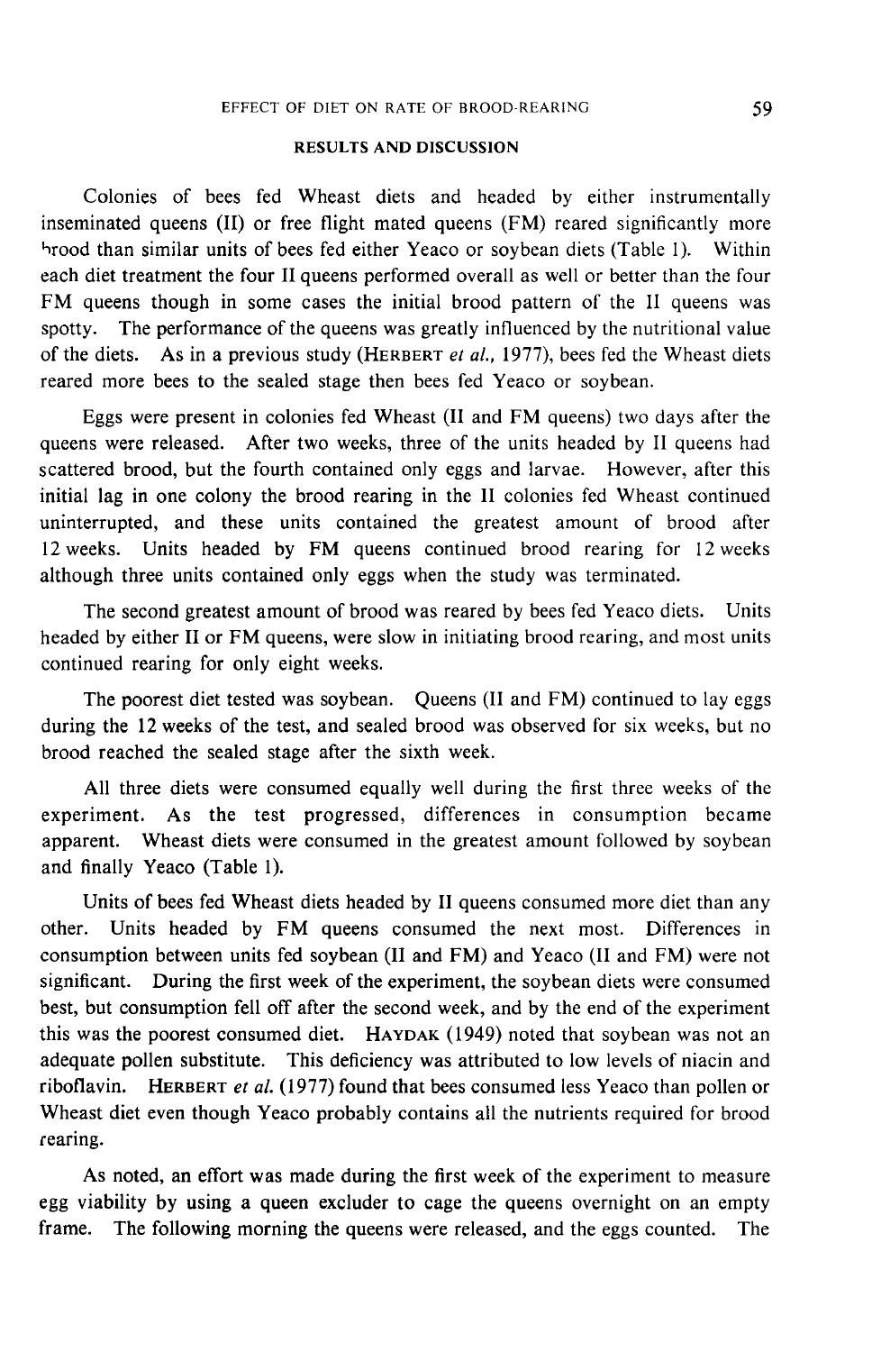## RESULTS AND DISCUSSION

Colonies of bees fed Wheast diets and headed by either instrumentally inseminated queens (II) or free flight mated queens (FM) reared significantly more brood than similar units of bees fed either Yeaco or soybean diets (Table 1). Within each diet treatment the four II queens performed overall as well or better than the four FM queens though in some cases the initial brood pattern of the II queens was spotty. The performance of the queens was greatly influenced by the nutritional value of the diets. As in a previous study (HERBERT *et al.*, 1977), bees fed the Wheast diets reared more bees to the sealed stage then bees fed Yeaco or soybean.

Eggs were present in colonies fed Wheast (II and FM queens) two days after the queens were released. After two weeks, three of the units headed by II queens had scattered brood, but the fourth contained only eggs and larvae. However, after this initial lag in one colony the brood rearing in the II colonies fed Wheast continued uninterrupted, and these units contained the greatest amount of brood after 12 weeks. Units headed by FM queens continued brood rearing for 12 weeks although three units contained only eggs when the study was terminated.

The second greatest amount of brood was reared by bees fed Yeaco diets. Units headed by either II or FM queens, were slow in initiating brood rearing, and most units continued rearing for only eight weeks.

The poorest diet tested was soybean. Queens (II and FM) continued to lay eggs during the 12 weeks of the test, and sealed brood was observed for six weeks, but no brood reached the sealed stage after the sixth week.

All three diets were consumed equally well during the first three weeks of the experiment. As the test progressed, differences in consumption became apparent. Wheast diets were consumed in the greatest amount followed by soybean and finally Yeaco (Table 1).

Units of bees fed Wheast diets headed by II queens consumed more diet than any other. Units headed by FM queens consumed the next most. Differences in consumption between units fed soybean (II and FM) and Yeaco (II and FM) were not significant. During the first week of the experiment, the soybean diets were consumed best, but consumption fell off after the second week, and by the end of the experiment this was the poorest consumed diet. HAYDAK (1949) noted that soybean was not an adequate pollen substitute. This deficiency was attributed to low levels of niacin and riboflavin. HERBERT *et al.* (1977) found that bees consumed less Yeaco than pollen or Wheast diet even though Yeaco probably contains all the nutrients required for brood rearing.

As noted, an effort was made during the first week of the experiment to measure egg viability by using a queen excluder to cage the queens overnight on an empty frame. The following morning the queens were released, and the eggs counted. The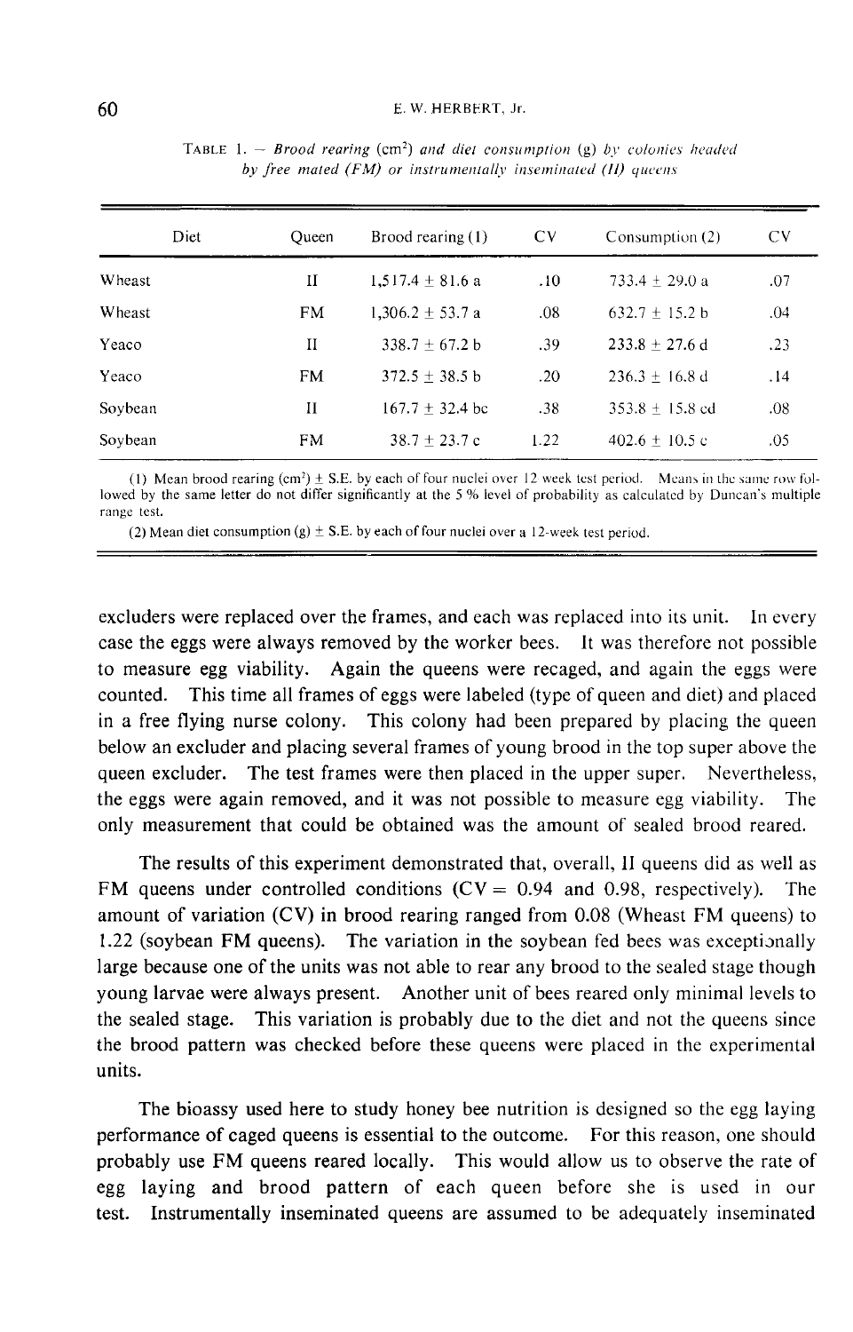TABLE 1. — *Brood rearing* (cm$^2$) *and diet consumption* (g) *by colonies headed by free mated (FM) or instrumentally inseminated (II) queens*

| Diet | Queen | Brood rearing (1) | CV | Consumption (2) | CV |
|---|---|---|---|---|---|
| Wheast | II | 1,517.4 ± 81.6 a | .10 | 733.4 ± 29.0 a | .07 |
| Wheast | FM | 1,306.2 ± 53.7 a | .08 | 632.7 ± 15.2 b | .04 |
| Yeaco | II | 338.7 ± 67.2 b | .39 | 233.8 ± 27.6 d | .23 |
| Yeaco | FM | 372.5 ± 38.5 b | .20 | 236.3 ± 16.8 d | .14 |
| Soybean | II | 167.7 ± 32.4 bc | .38 | 353.8 ± 15.8 cd | .08 |
| Soybean | FM | 38.7 ± 23.7 c | 1.22 | 402.6 ± 10.5 c | .05 |

(1) Mean brood rearing (cm$^2$) ± S.E. by each of four nuclei over 12 week test period. Means in the same row followed by the same letter do not differ significantly at the 5 % level of probability as calculated by Duncan's multiple range test.

(2) Mean diet consumption (g) ± S.E. by each of four nuclei over a 12-week test period.

excluders were replaced over the frames, and each was replaced into its unit. In every case the eggs were always removed by the worker bees. It was therefore not possible to measure egg viability. Again the queens were recaged, and again the eggs were counted. This time all frames of eggs were labeled (type of queen and diet) and placed in a free flying nurse colony. This colony had been prepared by placing the queen below an excluder and placing several frames of young brood in the top super above the queen excluder. The test frames were then placed in the upper super. Nevertheless, the eggs were again removed, and it was not possible to measure egg viability. The only measurement that could be obtained was the amount of sealed brood reared.

The results of this experiment demonstrated that, overall, II queens did as well as FM queens under controlled conditions (CV = 0.94 and 0.98, respectively). The amount of variation (CV) in brood rearing ranged from 0.08 (Wheast FM queens) to 1.22 (soybean FM queens). The variation in the soybean fed bees was exceptionally large because one of the units was not able to rear any brood to the sealed stage though young larvae were always present. Another unit of bees reared only minimal levels to the sealed stage. This variation is probably due to the diet and not the queens since the brood pattern was checked before these queens were placed in the experimental units.

The bioassy used here to study honey bee nutrition is designed so the egg laying performance of caged queens is essential to the outcome. For this reason, one should probably use FM queens reared locally. This would allow us to observe the rate of egg laying and brood pattern of each queen before she is used in our test. Instrumentally inseminated queens are assumed to be adequately inseminated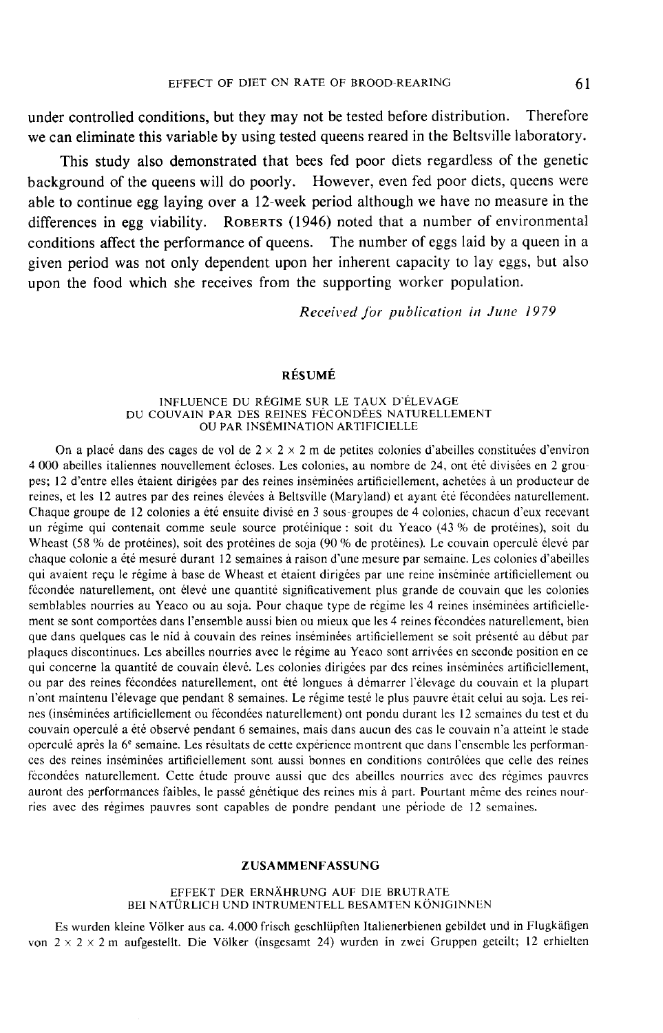under controlled conditions, but they may not be tested before distribution. Therefore we can eliminate this variable by using tested queens reared in the Beltsville laboratory.

This study also demonstrated that bees fed poor diets regardless of the genetic background of the queens will do poorly. However, even fed poor diets, queens were able to continue egg laying over a 12-week period although we have no measure in the differences in egg viability. ROBERTS (1946) noted that a number of environmental conditions affect the performance of queens. The number of eggs laid by a queen in a given period was not only dependent upon her inherent capacity to lay eggs, but also upon the food which she receives from the supporting worker population.

*Received for publication in June 1979*

## RÉSUMÉ

### INFLUENCE DU RÉGIME SUR LE TAUX D'ÉLEVAGE DU COUVAIN PAR DES REINES FÉCONDÉES NATURELLEMENT OU PAR INSÉMINATION ARTIFICIELLE

On a placé dans des cages de vol de 2 × 2 × 2 m de petites colonies d'abeilles constituées d'environ 4 000 abeilles italiennes nouvellement écloses. Les colonies, au nombre de 24, ont été divisées en 2 groupes; 12 d'entre elles étaient dirigées par des reines inséminées artificiellement, achetées à un producteur de reines, et les 12 autres par des reines élevées à Beltsville (Maryland) et ayant été fécondées naturellement. Chaque groupe de 12 colonies a été ensuite divisé en 3 sous-groupes de 4 colonies, chacun d'eux recevant un régime qui contenait comme seule source protéinique : soit du Yeaco (43 % de protéines), soit du Wheast (58 % de protéines), soit des protéines de soja (90 % de protéines). Le couvain operculé élevé par chaque colonie a été mesuré durant 12 semaines à raison d'une mesure par semaine. Les colonies d'abeilles qui avaient reçu le régime à base de Wheast et étaient dirigées par une reine inséminée artificiellement ou fécondée naturellement, ont élevé une quantité significativement plus grande de couvain que les colonies semblables nourries au Yeaco ou au soja. Pour chaque type de régime les 4 reines inséminées artificiellement se sont comportées dans l'ensemble aussi bien ou mieux que les 4 reines fécondées naturellement, bien que dans quelques cas le nid à couvain des reines inséminées artificiellement se soit présenté au début par plaques discontinues. Les abeilles nourries avec le régime au Yeaco sont arrivées en seconde position en ce qui concerne la quantité de couvain élevé. Les colonies dirigées par des reines inséminées artificiellement, ou par des reines fécondées naturellement, ont été longues à démarrer l'élevage du couvain et la plupart n'ont maintenu l'élevage que pendant 8 semaines. Le régime testé le plus pauvre était celui au soja. Les reines (inséminées artificiellement ou fécondées naturellement) ont pondu durant les 12 semaines du test et du couvain operculé a été observé pendant 6 semaines, mais dans aucun des cas le couvain n'a atteint le stade operculé après la 6e semaine. Les résultats de cette expérience montrent que dans l'ensemble les performances des reines inséminées artificiellement sont aussi bonnes en conditions contrôlées que celle des reines fécondées naturellement. Cette étude prouve aussi que des abeilles nourries avec des régimes pauvres auront des performances faibles, le passé génétique des reines mis à part. Pourtant même des reines nourries avec des régimes pauvres sont capables de pondre pendant une période de 12 semaines.

## ZUSAMMENFASSUNG

### EFFEKT DER ERNÄHRUNG AUF DIE BRUTRATE BEI NATÜRLICH UND INTRUMENTELL BESAMTEN KÖNIGINNEN

Es wurden kleine Völker aus ca. 4.000 frisch geschlüpften Italienerbienen gebildet und in Flugkäfigen von 2 × 2 × 2 m aufgestellt. Die Völker (insgesamt 24) wurden in zwei Gruppen geteilt; 12 erhielten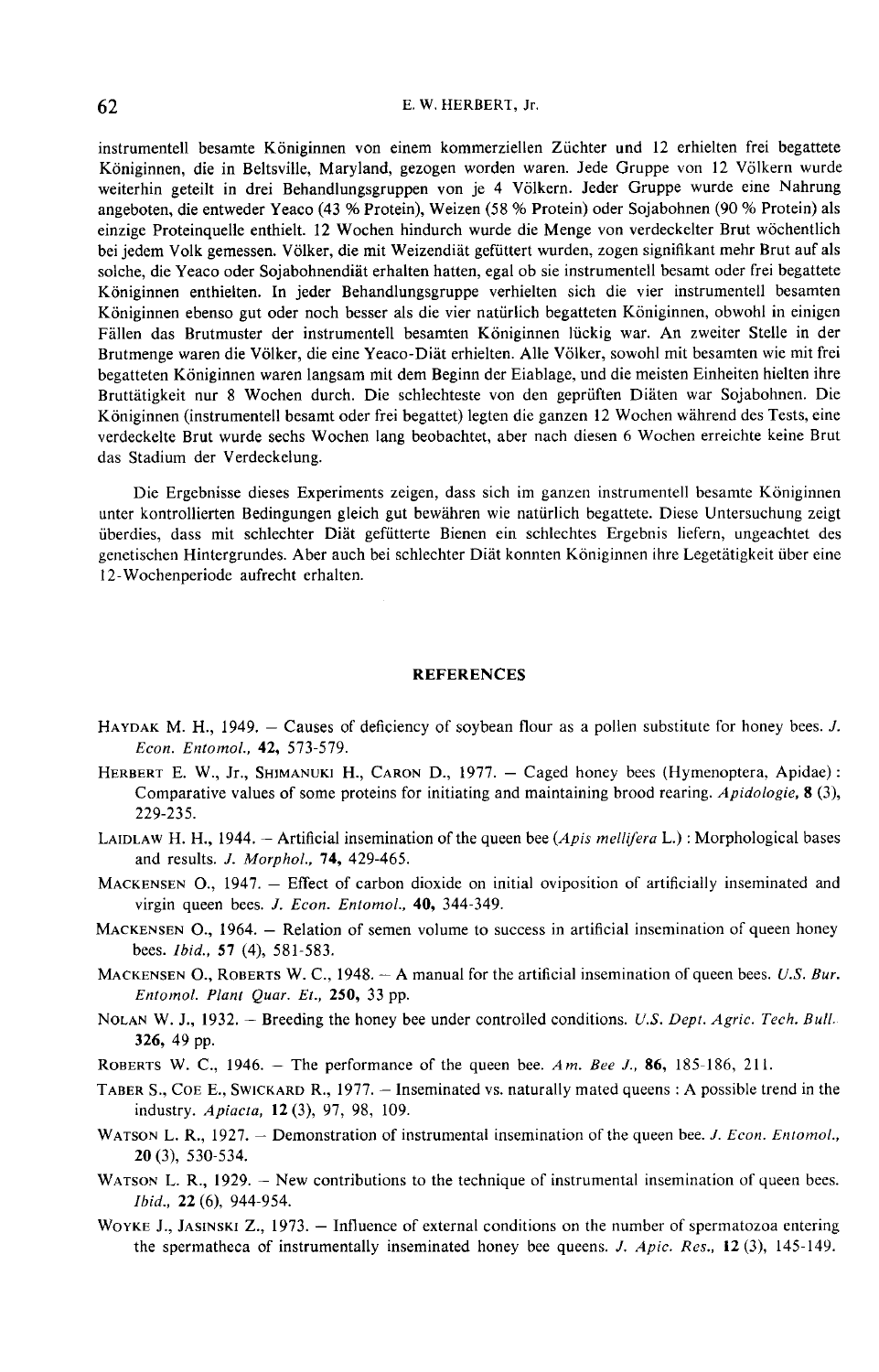instrumentell besamte Königinnen von einem kommerziellen Züchter und 12 erhielten frei begattete Königinnen, die in Beltsville, Maryland, gezogen worden waren. Jede Gruppe von 12 Völkern wurde weiterhin geteilt in drei Behandlungsgruppen von je 4 Völkern. Jeder Gruppe wurde eine Nahrung angeboten, die entweder Yeaco (43 % Protein), Weizen (58 % Protein) oder Sojabohnen (90 % Protein) als einzige Proteinquelle enthielt. 12 Wochen hindurch wurde die Menge von verdeckelter Brut wöchentlich bei jedem Volk gemessen. Völker, die mit Weizendiät gefüttert wurden, zogen signifikant mehr Brut auf als solche, die Yeaco oder Sojabohnendiät erhalten hatten, egal ob sie instrumentell besamt oder frei begattete Königinnen enthielten. In jeder Behandlungsgruppe verhielten sich die vier instrumentell besamten Königinnen ebenso gut oder noch besser als die vier natürlich begatteten Königinnen, obwohl in einigen Fällen das Brutmuster der instrumentell besamten Königinnen lückig war. An zweiter Stelle in der Brutmenge waren die Völker, die eine Yeaco-Diät erhielten. Alle Völker, sowohl mit besamten wie mit frei begatteten Königinnen waren langsam mit dem Beginn der Eiablage, und die meisten Einheiten hielten ihre Bruttätigkeit nur 8 Wochen durch. Die schlechteste von den geprüften Diäten war Sojabohnen. Die Königinnen (instrumentell besamt oder frei begattet) legten die ganzen 12 Wochen während des Tests, eine verdeckelte Brut wurde sechs Wochen lang beobachtet, aber nach diesen 6 Wochen erreichte keine Brut das Stadium der Verdeckelung.

Die Ergebnisse dieses Experiments zeigen, dass sich im ganzen instrumentell besamte Königinnen unter kontrollierten Bedingungen gleich gut bewähren wie natürlich begattete. Diese Untersuchung zeigt überdies, dass mit schlechter Diät gefütterte Bienen ein schlechtes Ergebnis liefern, ungeachtet des genetischen Hintergrundes. Aber auch bei schlechter Diät konnten Königinnen ihre Legetätigkeit über eine 12-Wochenperiode aufrecht erhalten.

## REFERENCES

HAYDAK M. H., 1949. — Causes of deficiency of soybean flour as a pollen substitute for honey bees. *J. Econ. Entomol.*, **42,** 573-579.

HERBERT E. W., Jr., SHIMANUKI H., CARON D., 1977. — Caged honey bees (Hymenoptera, Apidae) : Comparative values of some proteins for initiating and maintaining brood rearing. *Apidologie*, **8** (3), 229-235.

LAIDLAW H. H., 1944. — Artificial insemination of the queen bee (*Apis mellifera* L.) : Morphological bases and results. *J. Morphol.*, **74,** 429-465.

MACKENSEN O., 1947. — Effect of carbon dioxide on initial oviposition of artificially inseminated and virgin queen bees. *J. Econ. Entomol.*, **40,** 344-349.

MACKENSEN O., 1964. — Relation of semen volume to success in artificial insemination of queen honey bees. *Ibid.*, **57** (4), 581-583.

MACKENSEN O., ROBERTS W. C., 1948. — A manual for the artificial insemination of queen bees. *U.S. Bur. Entomol. Plant Quar. Et.*, **250,** 33 pp.

NOLAN W. J., 1932. — Breeding the honey bee under controlled conditions. *U.S. Dept. Agric. Tech. Bull.* **326,** 49 pp.

ROBERTS W. C., 1946. — The performance of the queen bee. *Am. Bee J.*, **86,** 185-186, 211.

TABER S., COE E., SWICKARD R., 1977. — Inseminated vs. naturally mated queens : A possible trend in the industry. *Apiacta*, **12** (3), 97, 98, 109.

WATSON L. R., 1927. — Demonstration of instrumental insemination of the queen bee. *J. Econ. Entomol.*, **20** (3), 530-534.

WATSON L. R., 1929. — New contributions to the technique of instrumental insemination of queen bees. *Ibid.*, **22** (6), 944-954.

WOYKE J., JASINSKI Z., 1973. — Influence of external conditions on the number of spermatozoa entering the spermatheca of instrumentally inseminated honey bee queens. *J. Apic. Res.*, **12** (3), 145-149.